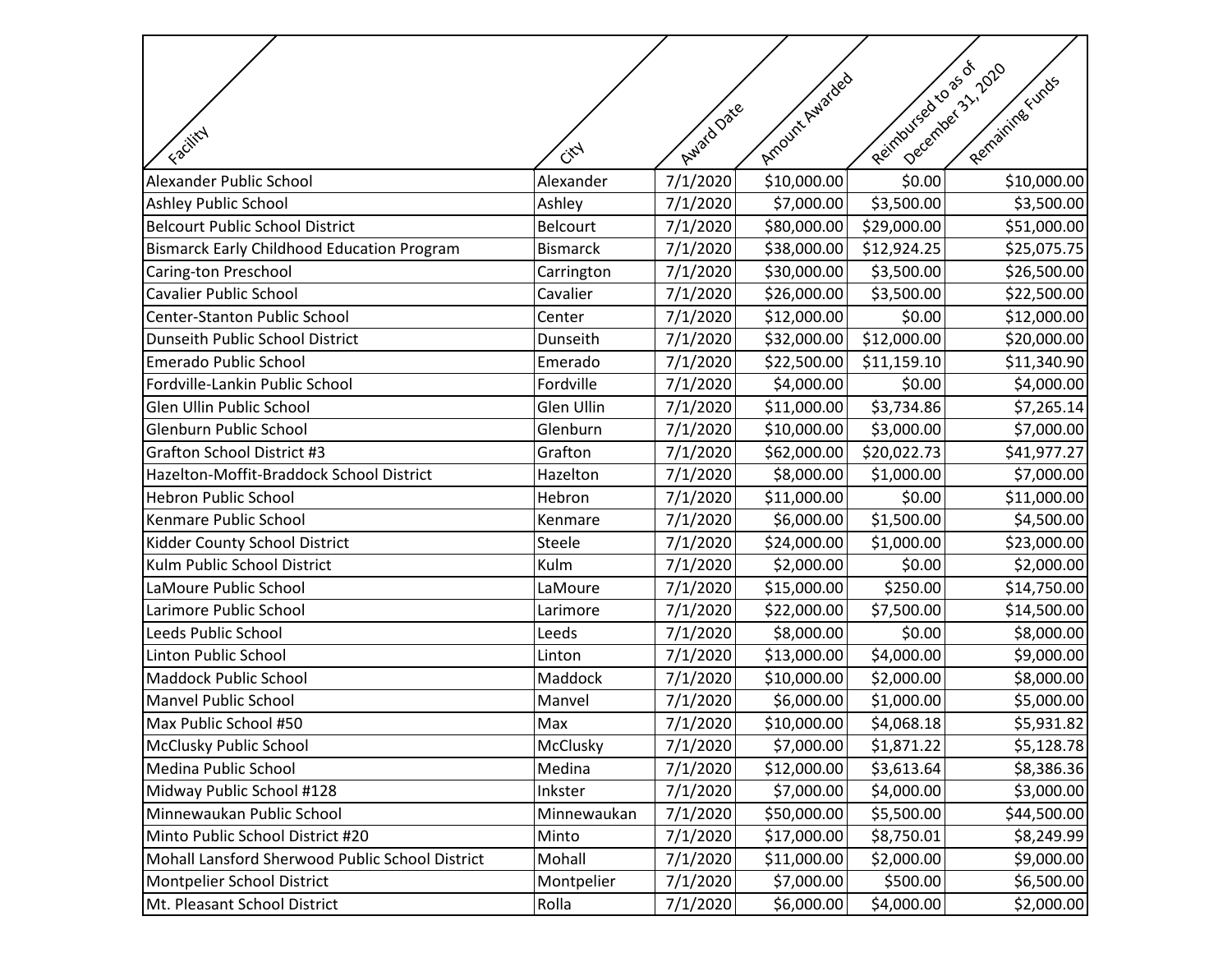| Facility | City | Award Date | Amount Awarded | Reimbursed to as of December 31, 2020 | Remaining Funds |
|---|---|---|---|---|---|
| Alexander Public School | Alexander | 7/1/2020 | $10,000.00 | $0.00 | $10,000.00 |
| Ashley Public School | Ashley | 7/1/2020 | $7,000.00 | $3,500.00 | $3,500.00 |
| Belcourt Public School District | Belcourt | 7/1/2020 | $80,000.00 | $29,000.00 | $51,000.00 |
| Bismarck Early Childhood Education Program | Bismarck | 7/1/2020 | $38,000.00 | $12,924.25 | $25,075.75 |
| Caring-ton Preschool | Carrington | 7/1/2020 | $30,000.00 | $3,500.00 | $26,500.00 |
| Cavalier Public School | Cavalier | 7/1/2020 | $26,000.00 | $3,500.00 | $22,500.00 |
| Center-Stanton Public School | Center | 7/1/2020 | $12,000.00 | $0.00 | $12,000.00 |
| Dunseith Public School District | Dunseith | 7/1/2020 | $32,000.00 | $12,000.00 | $20,000.00 |
| Emerado Public School | Emerado | 7/1/2020 | $22,500.00 | $11,159.10 | $11,340.90 |
| Fordville-Lankin Public School | Fordville | 7/1/2020 | $4,000.00 | $0.00 | $4,000.00 |
| Glen Ullin Public School | Glen Ullin | 7/1/2020 | $11,000.00 | $3,734.86 | $7,265.14 |
| Glenburn Public School | Glenburn | 7/1/2020 | $10,000.00 | $3,000.00 | $7,000.00 |
| Grafton School District #3 | Grafton | 7/1/2020 | $62,000.00 | $20,022.73 | $41,977.27 |
| Hazelton-Moffit-Braddock School District | Hazelton | 7/1/2020 | $8,000.00 | $1,000.00 | $7,000.00 |
| Hebron Public School | Hebron | 7/1/2020 | $11,000.00 | $0.00 | $11,000.00 |
| Kenmare Public School | Kenmare | 7/1/2020 | $6,000.00 | $1,500.00 | $4,500.00 |
| Kidder County School District | Steele | 7/1/2020 | $24,000.00 | $1,000.00 | $23,000.00 |
| Kulm Public School District | Kulm | 7/1/2020 | $2,000.00 | $0.00 | $2,000.00 |
| LaMoure Public School | LaMoure | 7/1/2020 | $15,000.00 | $250.00 | $14,750.00 |
| Larimore Public School | Larimore | 7/1/2020 | $22,000.00 | $7,500.00 | $14,500.00 |
| Leeds Public School | Leeds | 7/1/2020 | $8,000.00 | $0.00 | $8,000.00 |
| Linton Public School | Linton | 7/1/2020 | $13,000.00 | $4,000.00 | $9,000.00 |
| Maddock Public School | Maddock | 7/1/2020 | $10,000.00 | $2,000.00 | $8,000.00 |
| Manvel Public School | Manvel | 7/1/2020 | $6,000.00 | $1,000.00 | $5,000.00 |
| Max Public School #50 | Max | 7/1/2020 | $10,000.00 | $4,068.18 | $5,931.82 |
| McClusky Public School | McClusky | 7/1/2020 | $7,000.00 | $1,871.22 | $5,128.78 |
| Medina Public School | Medina | 7/1/2020 | $12,000.00 | $3,613.64 | $8,386.36 |
| Midway Public School #128 | Inkster | 7/1/2020 | $7,000.00 | $4,000.00 | $3,000.00 |
| Minnewaukan Public School | Minnewaukan | 7/1/2020 | $50,000.00 | $5,500.00 | $44,500.00 |
| Minto Public School District #20 | Minto | 7/1/2020 | $17,000.00 | $8,750.01 | $8,249.99 |
| Mohall Lansford Sherwood Public School District | Mohall | 7/1/2020 | $11,000.00 | $2,000.00 | $9,000.00 |
| Montpelier School District | Montpelier | 7/1/2020 | $7,000.00 | $500.00 | $6,500.00 |
| Mt. Pleasant School District | Rolla | 7/1/2020 | $6,000.00 | $4,000.00 | $2,000.00 |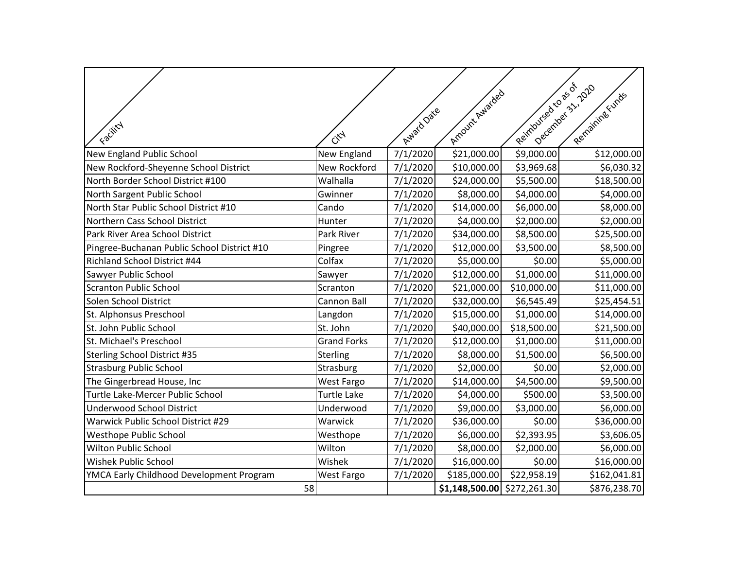| Facility | City | Award Date | Amount Awarded | Reimbursed to as of December 31, 2020 | Remaining Funds |
|---|---|---|---|---|---|
| New England Public School | New England | 7/1/2020 | $21,000.00 | $9,000.00 | $12,000.00 |
| New Rockford-Sheyenne School District | New Rockford | 7/1/2020 | $10,000.00 | $3,969.68 | $6,030.32 |
| North Border School District #100 | Walhalla | 7/1/2020 | $24,000.00 | $5,500.00 | $18,500.00 |
| North Sargent Public School | Gwinner | 7/1/2020 | $8,000.00 | $4,000.00 | $4,000.00 |
| North Star Public School District #10 | Cando | 7/1/2020 | $14,000.00 | $6,000.00 | $8,000.00 |
| Northern Cass School District | Hunter | 7/1/2020 | $4,000.00 | $2,000.00 | $2,000.00 |
| Park River Area School District | Park River | 7/1/2020 | $34,000.00 | $8,500.00 | $25,500.00 |
| Pingree-Buchanan Public School District #10 | Pingree | 7/1/2020 | $12,000.00 | $3,500.00 | $8,500.00 |
| Richland School District #44 | Colfax | 7/1/2020 | $5,000.00 | $0.00 | $5,000.00 |
| Sawyer Public School | Sawyer | 7/1/2020 | $12,000.00 | $1,000.00 | $11,000.00 |
| Scranton Public School | Scranton | 7/1/2020 | $21,000.00 | $10,000.00 | $11,000.00 |
| Solen School District | Cannon Ball | 7/1/2020 | $32,000.00 | $6,545.49 | $25,454.51 |
| St. Alphonsus Preschool | Langdon | 7/1/2020 | $15,000.00 | $1,000.00 | $14,000.00 |
| St. John Public School | St. John | 7/1/2020 | $40,000.00 | $18,500.00 | $21,500.00 |
| St. Michael's Preschool | Grand Forks | 7/1/2020 | $12,000.00 | $1,000.00 | $11,000.00 |
| Sterling School District #35 | Sterling | 7/1/2020 | $8,000.00 | $1,500.00 | $6,500.00 |
| Strasburg Public School | Strasburg | 7/1/2020 | $2,000.00 | $0.00 | $2,000.00 |
| The Gingerbread House, Inc | West Fargo | 7/1/2020 | $14,000.00 | $4,500.00 | $9,500.00 |
| Turtle Lake-Mercer Public School | Turtle Lake | 7/1/2020 | $4,000.00 | $500.00 | $3,500.00 |
| Underwood School District | Underwood | 7/1/2020 | $9,000.00 | $3,000.00 | $6,000.00 |
| Warwick Public School District #29 | Warwick | 7/1/2020 | $36,000.00 | $0.00 | $36,000.00 |
| Westhope Public School | Westhope | 7/1/2020 | $6,000.00 | $2,393.95 | $3,606.05 |
| Wilton Public School | Wilton | 7/1/2020 | $8,000.00 | $2,000.00 | $6,000.00 |
| Wishek Public School | Wishek | 7/1/2020 | $16,000.00 | $0.00 | $16,000.00 |
| YMCA Early Childhood Development Program | West Fargo | 7/1/2020 | $185,000.00 | $22,958.19 | $162,041.81 |
| 58 | | | **$1,148,500.00** | $272,261.30 | $876,238.70 |